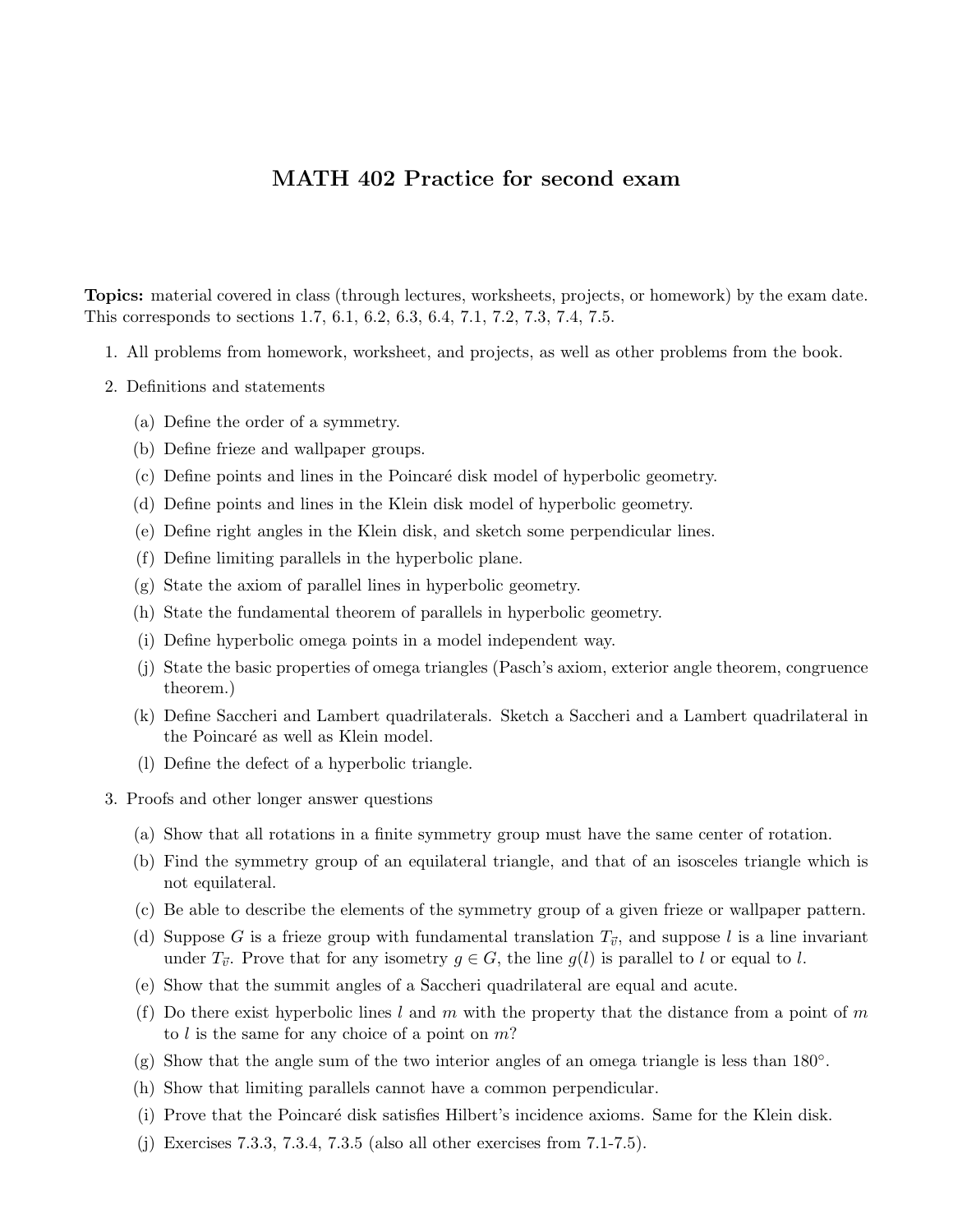# MATH 402 Practice for second exam

**Topics:** material covered in class (through lectures, worksheets, projects, or homework) by the exam date. This corresponds to sections 1.7, 6.1, 6.2, 6.3, 6.4, 7.1, 7.2, 7.3, 7.4, 7.5.

1. All problems from homework, worksheet, and projects, as well as other problems from the book.
2. Definitions and statements
   (a) Define the order of a symmetry.
   (b) Define frieze and wallpaper groups.
   (c) Define points and lines in the Poincaré disk model of hyperbolic geometry.
   (d) Define points and lines in the Klein disk model of hyperbolic geometry.
   (e) Define right angles in the Klein disk, and sketch some perpendicular lines.
   (f) Define limiting parallels in the hyperbolic plane.
   (g) State the axiom of parallel lines in hyperbolic geometry.
   (h) State the fundamental theorem of parallels in hyperbolic geometry.
   (i) Define hyperbolic omega points in a model independent way.
   (j) State the basic properties of omega triangles (Pasch's axiom, exterior angle theorem, congruence theorem.)
   (k) Define Saccheri and Lambert quadrilaterals. Sketch a Saccheri and a Lambert quadrilateral in the Poincaré as well as Klein model.
   (l) Define the defect of a hyperbolic triangle.
3. Proofs and other longer answer questions
   (a) Show that all rotations in a finite symmetry group must have the same center of rotation.
   (b) Find the symmetry group of an equilateral triangle, and that of an isosceles triangle which is not equilateral.
   (c) Be able to describe the elements of the symmetry group of a given frieze or wallpaper pattern.
   (d) Suppose $G$ is a frieze group with fundamental translation $T_{\vec{v}}$, and suppose $l$ is a line invariant under $T_{\vec{v}}$. Prove that for any isometry $g \in G$, the line $g(l)$ is parallel to $l$ or equal to $l$.
   (e) Show that the summit angles of a Saccheri quadrilateral are equal and acute.
   (f) Do there exist hyperbolic lines $l$ and $m$ with the property that the distance from a point of $m$ to $l$ is the same for any choice of a point on $m$?
   (g) Show that the angle sum of the two interior angles of an omega triangle is less than $180^{\circ}$.
   (h) Show that limiting parallels cannot have a common perpendicular.
   (i) Prove that the Poincaré disk satisfies Hilbert's incidence axioms. Same for the Klein disk.
   (j) Exercises 7.3.3, 7.3.4, 7.3.5 (also all other exercises from 7.1-7.5).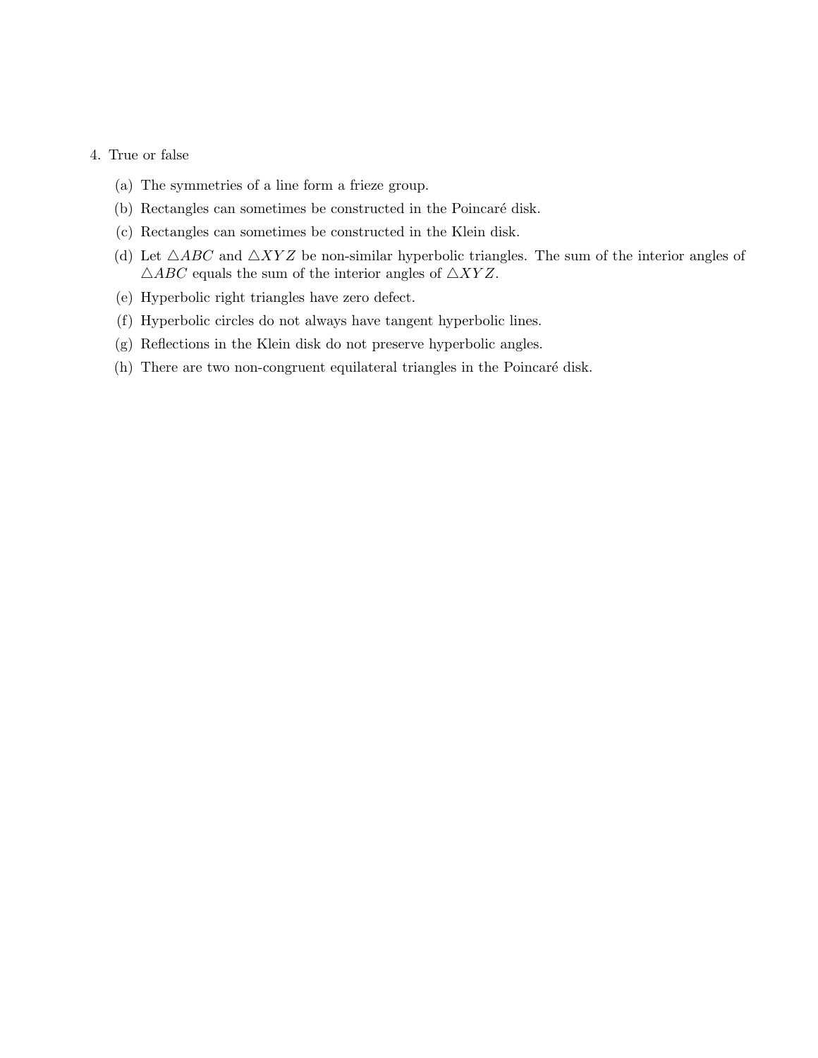4. True or false

   (a) The symmetries of a line form a frieze group.

   (b) Rectangles can sometimes be constructed in the Poincaré disk.

   (c) Rectangles can sometimes be constructed in the Klein disk.

   (d) Let $\triangle ABC$ and $\triangle XYZ$ be non-similar hyperbolic triangles. The sum of the interior angles of $\triangle ABC$ equals the sum of the interior angles of $\triangle XYZ$.

   (e) Hyperbolic right triangles have zero defect.

   (f) Hyperbolic circles do not always have tangent hyperbolic lines.

   (g) Reflections in the Klein disk do not preserve hyperbolic angles.

   (h) There are two non-congruent equilateral triangles in the Poincaré disk.